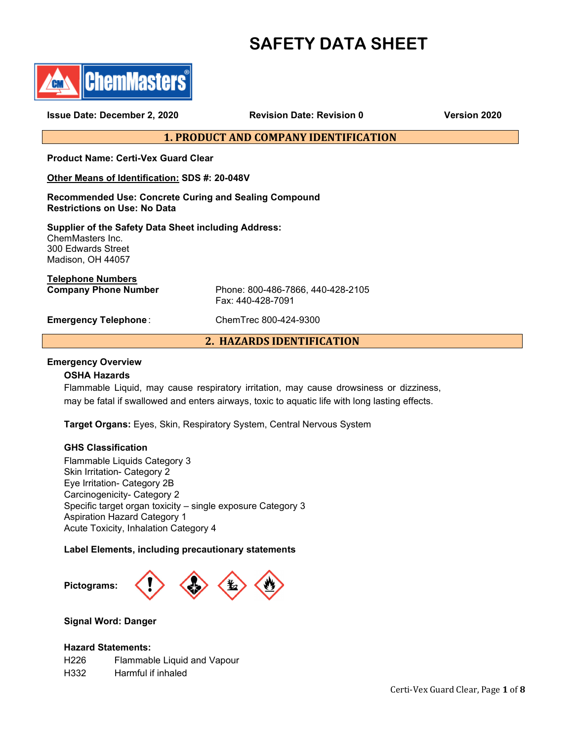# SAFETY DATA SHEET

ChemMasters

**Issue Date: December 2, 2020** **Revision Date: Revision 0** **Version 2020**

## 1. PRODUCT AND COMPANY IDENTIFICATION

**Product Name: Certi-Vex Guard Clear**

**Other Means of Identification: SDS #: 20-048V**

**Recommended Use: Concrete Curing and Sealing Compound**
**Restrictions on Use: No Data**

**Supplier of the Safety Data Sheet including Address:**
ChemMasters Inc.
300 Edwards Street
Madison, OH 44057

**Telephone Numbers**

**Company Phone Number** Phone: 800-486-7866, 440-428-2105
Fax: 440-428-7091

**Emergency Telephone**: ChemTrec 800-424-9300

## 2. HAZARDS IDENTIFICATION

**Emergency Overview**

**OSHA Hazards**

Flammable Liquid, may cause respiratory irritation, may cause drowsiness or dizziness, may be fatal if swallowed and enters airways, toxic to aquatic life with long lasting effects.

**Target Organs:** Eyes, Skin, Respiratory System, Central Nervous System

**GHS Classification**

Flammable Liquids Category 3
Skin Irritation- Category 2
Eye Irritation- Category 2B
Carcinogenicity- Category 2
Specific target organ toxicity – single exposure Category 3
Aspiration Hazard Category 1
Acute Toxicity, Inhalation Category 4

**Label Elements, including precautionary statements**

**Pictograms:**

**Signal Word: Danger**

**Hazard Statements:**

H226 Flammable Liquid and Vapour
H332 Harmful if inhaled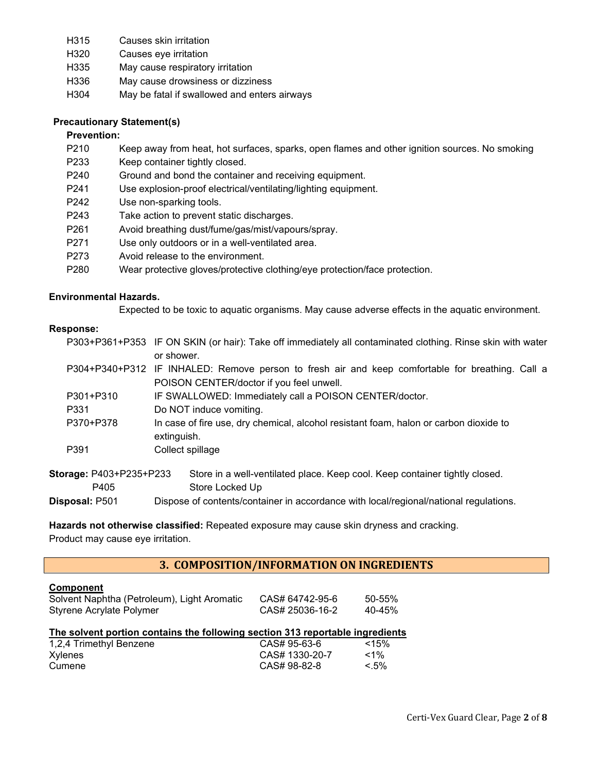| | |
|---|---|
| H315 | Causes skin irritation |
| H320 | Causes eye irritation |
| H335 | May cause respiratory irritation |
| H336 | May cause drowsiness or dizziness |
| H304 | May be fatal if swallowed and enters airways |

**Precautionary Statement(s)**

**Prevention:**

| | |
|---|---|
| P210 | Keep away from heat, hot surfaces, sparks, open flames and other ignition sources. No smoking |
| P233 | Keep container tightly closed. |
| P240 | Ground and bond the container and receiving equipment. |
| P241 | Use explosion-proof electrical/ventilating/lighting equipment. |
| P242 | Use non-sparking tools. |
| P243 | Take action to prevent static discharges. |
| P261 | Avoid breathing dust/fume/gas/mist/vapours/spray. |
| P271 | Use only outdoors or in a well-ventilated area. |
| P273 | Avoid release to the environment. |
| P280 | Wear protective gloves/protective clothing/eye protection/face protection. |

**Environmental Hazards.**

Expected to be toxic to aquatic organisms. May cause adverse effects in the aquatic environment.

**Response:**

| | |
|---|---|
| P303+P361+P353 | IF ON SKIN (or hair): Take off immediately all contaminated clothing. Rinse skin with water or shower. |
| P304+P340+P312 | IF INHALED: Remove person to fresh air and keep comfortable for breathing. Call a POISON CENTER/doctor if you feel unwell. |
| P301+P310 | IF SWALLOWED: Immediately call a POISON CENTER/doctor. |
| P331 | Do NOT induce vomiting. |
| P370+P378 | In case of fire use, dry chemical, alcohol resistant foam, halon or carbon dioxide to extinguish. |
| P391 | Collect spillage |

**Storage:** P403+P235+P233 Store in a well-ventilated place. Keep cool. Keep container tightly closed.
P405 Store Locked Up

**Disposal:** P501 Dispose of contents/container in accordance with local/regional/national regulations.

**Hazards not otherwise classified:** Repeated exposure may cause skin dryness and cracking.
Product may cause eye irritation.

## 3. COMPOSITION/INFORMATION ON INGREDIENTS

| **Component** | | |
|---|---|---|
| Solvent Naphtha (Petroleum), Light Aromatic | CAS# 64742-95-6 | 50-55% |
| Styrene Acrylate Polymer | CAS# 25036-16-2 | 40-45% |

**The solvent portion contains the following section 313 reportable ingredients**

| | | |
|---|---|---|
| 1,2,4 Trimethyl Benzene | CAS# 95-63-6 | <15% |
| Xylenes | CAS# 1330-20-7 | <1% |
| Cumene | CAS# 98-82-8 | <.5% |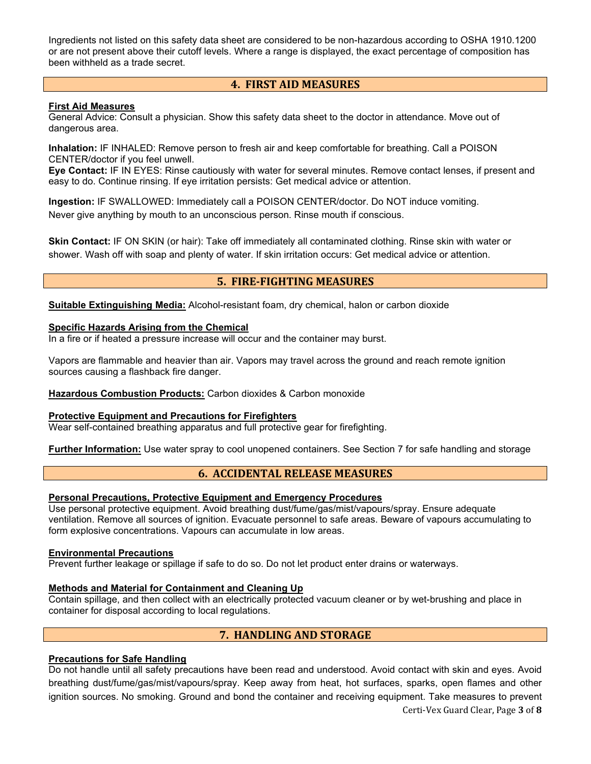Ingredients not listed on this safety data sheet are considered to be non-hazardous according to OSHA 1910.1200 or are not present above their cutoff levels. Where a range is displayed, the exact percentage of composition has been withheld as a trade secret.

## 4. FIRST AID MEASURES

**First Aid Measures**

General Advice: Consult a physician. Show this safety data sheet to the doctor in attendance. Move out of dangerous area.

**Inhalation:** IF INHALED: Remove person to fresh air and keep comfortable for breathing. Call a POISON CENTER/doctor if you feel unwell.

**Eye Contact:** IF IN EYES: Rinse cautiously with water for several minutes. Remove contact lenses, if present and easy to do. Continue rinsing. If eye irritation persists: Get medical advice or attention.

**Ingestion:** IF SWALLOWED: Immediately call a POISON CENTER/doctor. Do NOT induce vomiting. Never give anything by mouth to an unconscious person. Rinse mouth if conscious.

**Skin Contact:** IF ON SKIN (or hair): Take off immediately all contaminated clothing. Rinse skin with water or shower. Wash off with soap and plenty of water. If skin irritation occurs: Get medical advice or attention.

## 5. FIRE-FIGHTING MEASURES

**Suitable Extinguishing Media:** Alcohol-resistant foam, dry chemical, halon or carbon dioxide

**Specific Hazards Arising from the Chemical**

In a fire or if heated a pressure increase will occur and the container may burst.

Vapors are flammable and heavier than air. Vapors may travel across the ground and reach remote ignition sources causing a flashback fire danger.

**Hazardous Combustion Products:** Carbon dioxides & Carbon monoxide

**Protective Equipment and Precautions for Firefighters**

Wear self-contained breathing apparatus and full protective gear for firefighting.

**Further Information:** Use water spray to cool unopened containers. See Section 7 for safe handling and storage

## 6. ACCIDENTAL RELEASE MEASURES

**Personal Precautions, Protective Equipment and Emergency Procedures**

Use personal protective equipment. Avoid breathing dust/fume/gas/mist/vapours/spray. Ensure adequate ventilation. Remove all sources of ignition. Evacuate personnel to safe areas. Beware of vapours accumulating to form explosive concentrations. Vapours can accumulate in low areas.

**Environmental Precautions**

Prevent further leakage or spillage if safe to do so. Do not let product enter drains or waterways.

**Methods and Material for Containment and Cleaning Up**

Contain spillage, and then collect with an electrically protected vacuum cleaner or by wet-brushing and place in container for disposal according to local regulations.

## 7. HANDLING AND STORAGE

**Precautions for Safe Handling**

Do not handle until all safety precautions have been read and understood. Avoid contact with skin and eyes. Avoid breathing dust/fume/gas/mist/vapours/spray. Keep away from heat, hot surfaces, sparks, open flames and other ignition sources. No smoking. Ground and bond the container and receiving equipment. Take measures to prevent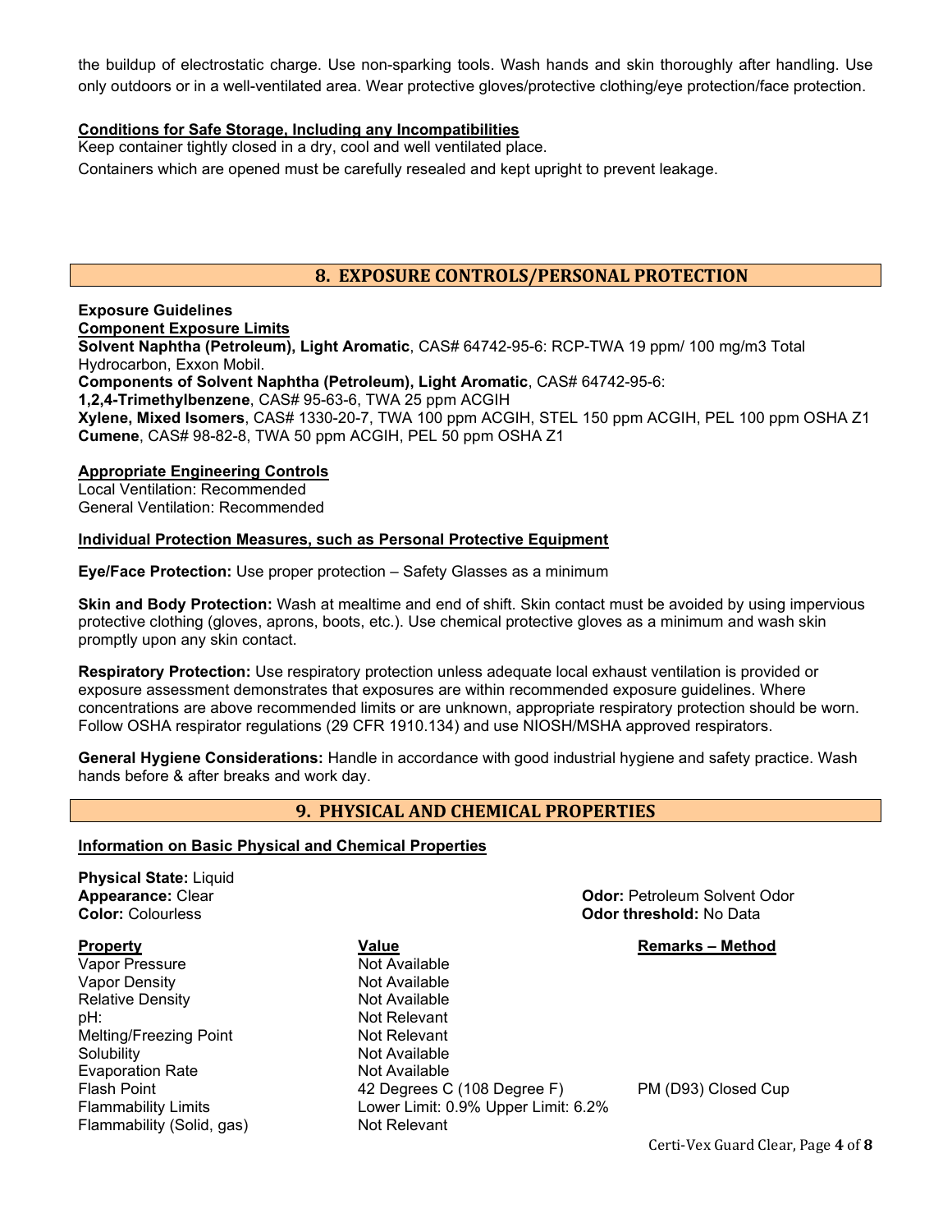the buildup of electrostatic charge. Use non-sparking tools. Wash hands and skin thoroughly after handling. Use only outdoors or in a well-ventilated area. Wear protective gloves/protective clothing/eye protection/face protection.

**Conditions for Safe Storage, Including any Incompatibilities**

Keep container tightly closed in a dry, cool and well ventilated place.

Containers which are opened must be carefully resealed and kept upright to prevent leakage.

## 8. EXPOSURE CONTROLS/PERSONAL PROTECTION

**Exposure Guidelines**

**Component Exposure Limits**

**Solvent Naphtha (Petroleum), Light Aromatic**, CAS# 64742-95-6: RCP-TWA 19 ppm/ 100 mg/m3 Total Hydrocarbon, Exxon Mobil.

**Components of Solvent Naphtha (Petroleum), Light Aromatic**, CAS# 64742-95-6:

**1,2,4-Trimethylbenzene**, CAS# 95-63-6, TWA 25 ppm ACGIH

**Xylene, Mixed Isomers**, CAS# 1330-20-7, TWA 100 ppm ACGIH, STEL 150 ppm ACGIH, PEL 100 ppm OSHA Z1

**Cumene**, CAS# 98-82-8, TWA 50 ppm ACGIH, PEL 50 ppm OSHA Z1

**Appropriate Engineering Controls**

Local Ventilation: Recommended

General Ventilation: Recommended

**Individual Protection Measures, such as Personal Protective Equipment**

**Eye/Face Protection:** Use proper protection – Safety Glasses as a minimum

**Skin and Body Protection:** Wash at mealtime and end of shift. Skin contact must be avoided by using impervious protective clothing (gloves, aprons, boots, etc.). Use chemical protective gloves as a minimum and wash skin promptly upon any skin contact.

**Respiratory Protection:** Use respiratory protection unless adequate local exhaust ventilation is provided or exposure assessment demonstrates that exposures are within recommended exposure guidelines. Where concentrations are above recommended limits or are unknown, appropriate respiratory protection should be worn. Follow OSHA respirator regulations (29 CFR 1910.134) and use NIOSH/MSHA approved respirators.

**General Hygiene Considerations:** Handle in accordance with good industrial hygiene and safety practice. Wash hands before & after breaks and work day.

## 9. PHYSICAL AND CHEMICAL PROPERTIES

**Information on Basic Physical and Chemical Properties**

**Physical State:** Liquid

**Appearance:** Clear

**Color:** Colourless

**Odor:** Petroleum Solvent Odor

**Odor threshold:** No Data

| Property | Value | Remarks – Method |
|---|---|---|
| Vapor Pressure | Not Available | |
| Vapor Density | Not Available | |
| Relative Density | Not Available | |
| pH: | Not Relevant | |
| Melting/Freezing Point | Not Relevant | |
| Solubility | Not Available | |
| Evaporation Rate | Not Available | |
| Flash Point | 42 Degrees C (108 Degree F) | PM (D93) Closed Cup |
| Flammability Limits | Lower Limit: 0.9% Upper Limit: 6.2% | |
| Flammability (Solid, gas) | Not Relevant | |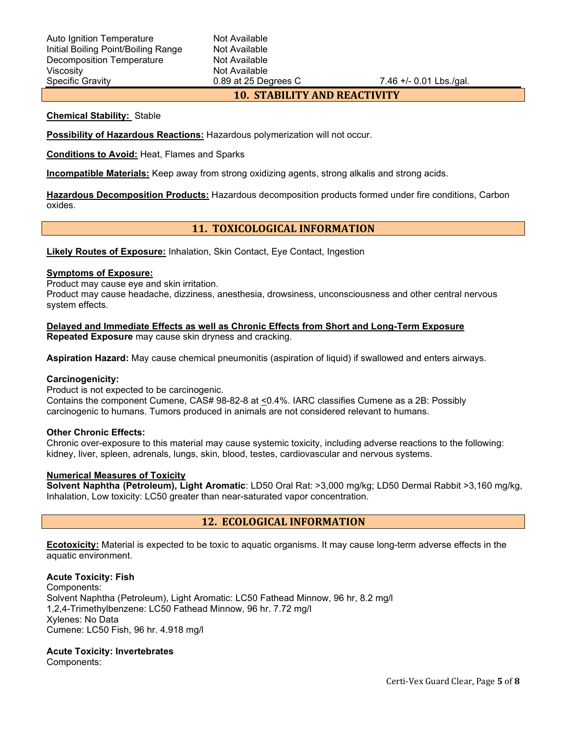| | | |
|---|---|---|
| Auto Ignition Temperature | Not Available | |
| Initial Boiling Point/Boiling Range | Not Available | |
| Decomposition Temperature | Not Available | |
| Viscosity | Not Available | |
| Specific Gravity | 0.89 at 25 Degrees C | 7.46 +/- 0.01 Lbs./gal. |

## 10. STABILITY AND REACTIVITY

**Chemical Stability:** Stable

**Possibility of Hazardous Reactions:** Hazardous polymerization will not occur.

**Conditions to Avoid:** Heat, Flames and Sparks

**Incompatible Materials:** Keep away from strong oxidizing agents, strong alkalis and strong acids.

**Hazardous Decomposition Products:** Hazardous decomposition products formed under fire conditions, Carbon oxides.

## 11. TOXICOLOGICAL INFORMATION

**Likely Routes of Exposure:** Inhalation, Skin Contact, Eye Contact, Ingestion

**Symptoms of Exposure:**
Product may cause eye and skin irritation.
Product may cause headache, dizziness, anesthesia, drowsiness, unconsciousness and other central nervous system effects.

**Delayed and Immediate Effects as well as Chronic Effects from Short and Long-Term Exposure**
**Repeated Exposure** may cause skin dryness and cracking.

**Aspiration Hazard:** May cause chemical pneumonitis (aspiration of liquid) if swallowed and enters airways.

**Carcinogenicity:**
Product is not expected to be carcinogenic.
Contains the component Cumene, CAS# 98-82-8 at ≤0.4%. IARC classifies Cumene as a 2B: Possibly carcinogenic to humans. Tumors produced in animals are not considered relevant to humans.

**Other Chronic Effects:**
Chronic over-exposure to this material may cause systemic toxicity, including adverse reactions to the following: kidney, liver, spleen, adrenals, lungs, skin, blood, testes, cardiovascular and nervous systems.

**Numerical Measures of Toxicity**
**Solvent Naphtha (Petroleum), Light Aromatic**: LD50 Oral Rat: >3,000 mg/kg; LD50 Dermal Rabbit >3,160 mg/kg, Inhalation, Low toxicity: LC50 greater than near-saturated vapor concentration.

## 12. ECOLOGICAL INFORMATION

**Ecotoxicity:** Material is expected to be toxic to aquatic organisms. It may cause long-term adverse effects in the aquatic environment.

**Acute Toxicity: Fish**
Components:
Solvent Naphtha (Petroleum), Light Aromatic: LC50 Fathead Minnow, 96 hr, 8.2 mg/l
1,2,4-Trimethylbenzene: LC50 Fathead Minnow, 96 hr. 7.72 mg/l
Xylenes: No Data
Cumene: LC50 Fish, 96 hr. 4.918 mg/l

**Acute Toxicity: Invertebrates**
Components: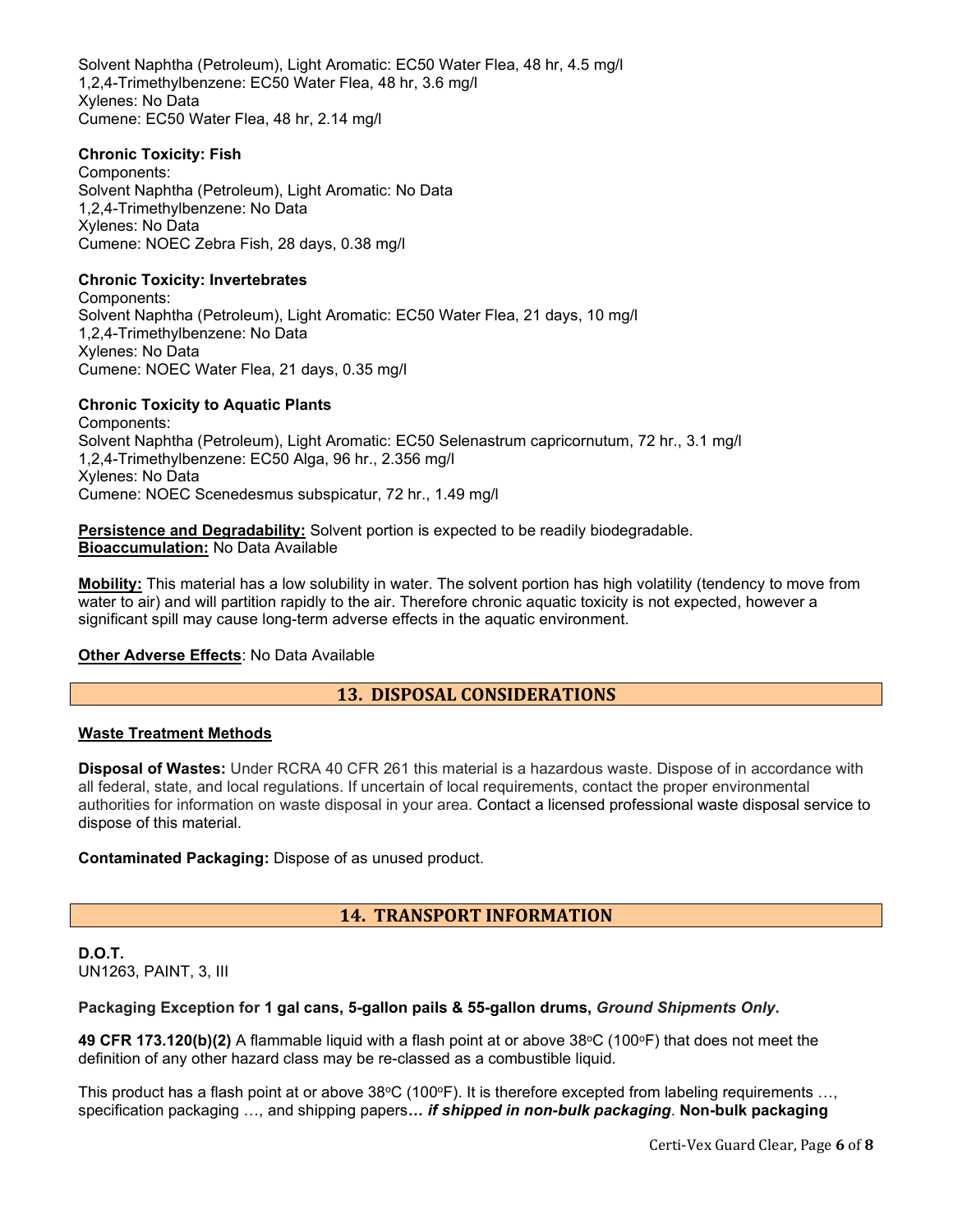Solvent Naphtha (Petroleum), Light Aromatic: EC50 Water Flea, 48 hr, 4.5 mg/l
1,2,4-Trimethylbenzene: EC50 Water Flea, 48 hr, 3.6 mg/l
Xylenes: No Data
Cumene: EC50 Water Flea, 48 hr, 2.14 mg/l

**Chronic Toxicity: Fish**
Components:
Solvent Naphtha (Petroleum), Light Aromatic: No Data
1,2,4-Trimethylbenzene: No Data
Xylenes: No Data
Cumene: NOEC Zebra Fish, 28 days, 0.38 mg/l

**Chronic Toxicity: Invertebrates**
Components:
Solvent Naphtha (Petroleum), Light Aromatic: EC50 Water Flea, 21 days, 10 mg/l
1,2,4-Trimethylbenzene: No Data
Xylenes: No Data
Cumene: NOEC Water Flea, 21 days, 0.35 mg/l

**Chronic Toxicity to Aquatic Plants**
Components:
Solvent Naphtha (Petroleum), Light Aromatic: EC50 Selenastrum capricornutum, 72 hr., 3.1 mg/l
1,2,4-Trimethylbenzene: EC50 Alga, 96 hr., 2.356 mg/l
Xylenes: No Data
Cumene: NOEC Scenedesmus subspicatur, 72 hr., 1.49 mg/l

**Persistence and Degradability:** Solvent portion is expected to be readily biodegradable.
**Bioaccumulation:** No Data Available

**Mobility:** This material has a low solubility in water. The solvent portion has high volatility (tendency to move from water to air) and will partition rapidly to the air. Therefore chronic aquatic toxicity is not expected, however a significant spill may cause long-term adverse effects in the aquatic environment.

**Other Adverse Effects**: No Data Available

## 13. DISPOSAL CONSIDERATIONS

**Waste Treatment Methods**

**Disposal of Wastes:** Under RCRA 40 CFR 261 this material is a hazardous waste. Dispose of in accordance with all federal, state, and local regulations. If uncertain of local requirements, contact the proper environmental authorities for information on waste disposal in your area. Contact a licensed professional waste disposal service to dispose of this material.

**Contaminated Packaging:** Dispose of as unused product.

## 14. TRANSPORT INFORMATION

**D.O.T.**
UN1263, PAINT, 3, III

**Packaging Exception for 1 gal cans, 5-gallon pails & 55-gallon drums,** ***Ground Shipments Only*.**

**49 CFR 173.120(b)(2)** A flammable liquid with a flash point at or above 38°C (100°F) that does not meet the definition of any other hazard class may be re-classed as a combustible liquid.

This product has a flash point at or above 38°C (100°F). It is therefore excepted from labeling requirements …, specification packaging …, and shipping papers***… if shipped in non-bulk packaging*.** **Non-bulk packaging**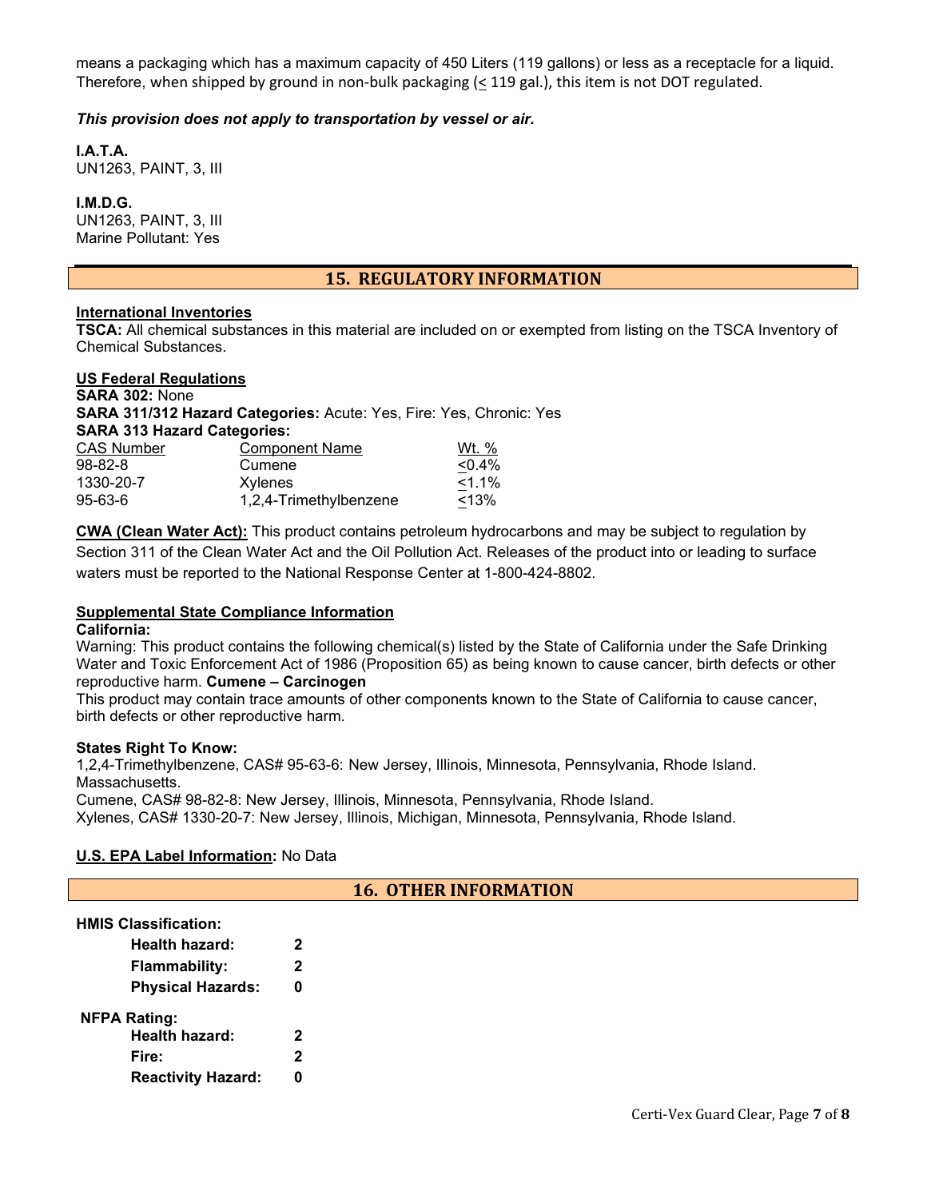means a packaging which has a maximum capacity of 450 Liters (119 gallons) or less as a receptacle for a liquid. Therefore, when shipped by ground in non-bulk packaging (≤ 119 gal.), this item is not DOT regulated.

***This provision does not apply to transportation by vessel or air.***

**I.A.T.A.**
UN1263, PAINT, 3, III

**I.M.D.G.**
UN1263, PAINT, 3, III
Marine Pollutant: Yes

## 15. REGULATORY INFORMATION

**International Inventories**

**TSCA:** All chemical substances in this material are included on or exempted from listing on the TSCA Inventory of Chemical Substances.

**US Federal Regulations**

**SARA 302:** None

**SARA 311/312 Hazard Categories:** Acute: Yes, Fire: Yes, Chronic: Yes

**SARA 313 Hazard Categories:**

| CAS Number | Component Name | Wt. % |
|---|---|---|
| 98-82-8 | Cumene | ≤0.4% |
| 1330-20-7 | Xylenes | ≤1.1% |
| 95-63-6 | 1,2,4-Trimethylbenzene | ≤13% |

**CWA (Clean Water Act):** This product contains petroleum hydrocarbons and may be subject to regulation by Section 311 of the Clean Water Act and the Oil Pollution Act. Releases of the product into or leading to surface waters must be reported to the National Response Center at 1-800-424-8802.

**Supplemental State Compliance Information**

**California:**

Warning: This product contains the following chemical(s) listed by the State of California under the Safe Drinking Water and Toxic Enforcement Act of 1986 (Proposition 65) as being known to cause cancer, birth defects or other reproductive harm. **Cumene – Carcinogen**

This product may contain trace amounts of other components known to the State of California to cause cancer, birth defects or other reproductive harm.

**States Right To Know:**

1,2,4-Trimethylbenzene, CAS# 95-63-6: New Jersey, Illinois, Minnesota, Pennsylvania, Rhode Island. Massachusetts.
Cumene, CAS# 98-82-8: New Jersey, Illinois, Minnesota, Pennsylvania, Rhode Island.
Xylenes, CAS# 1330-20-7: New Jersey, Illinois, Michigan, Minnesota, Pennsylvania, Rhode Island.

**U.S. EPA Label Information:** No Data

## 16. OTHER INFORMATION

**HMIS Classification:**

| | |
|---|---|
| **Health hazard:** | **2** |
| **Flammability:** | **2** |
| **Physical Hazards:** | **0** |

**NFPA Rating:**

| | |
|---|---|
| **Health hazard:** | **2** |
| **Fire:** | **2** |
| **Reactivity Hazard:** | **0** |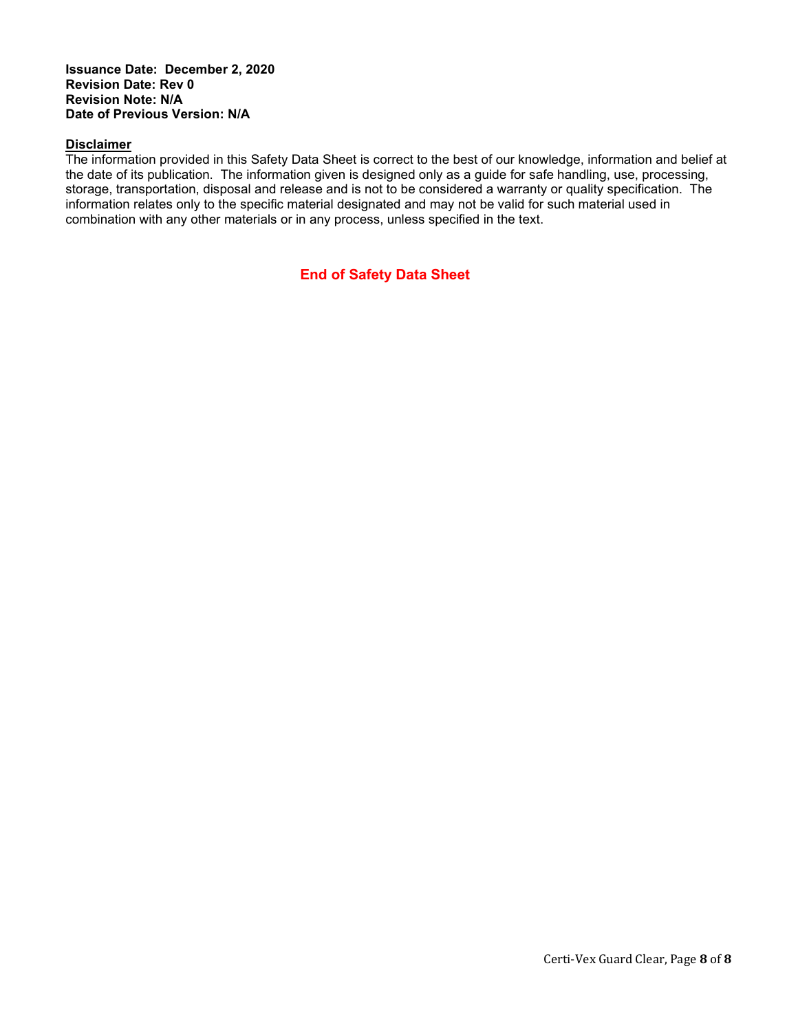**Issuance Date: December 2, 2020**
**Revision Date: Rev 0**
**Revision Note: N/A**
**Date of Previous Version: N/A**

**Disclaimer**

The information provided in this Safety Data Sheet is correct to the best of our knowledge, information and belief at the date of its publication. The information given is designed only as a guide for safe handling, use, processing, storage, transportation, disposal and release and is not to be considered a warranty or quality specification. The information relates only to the specific material designated and may not be valid for such material used in combination with any other materials or in any process, unless specified in the text.

**End of Safety Data Sheet**